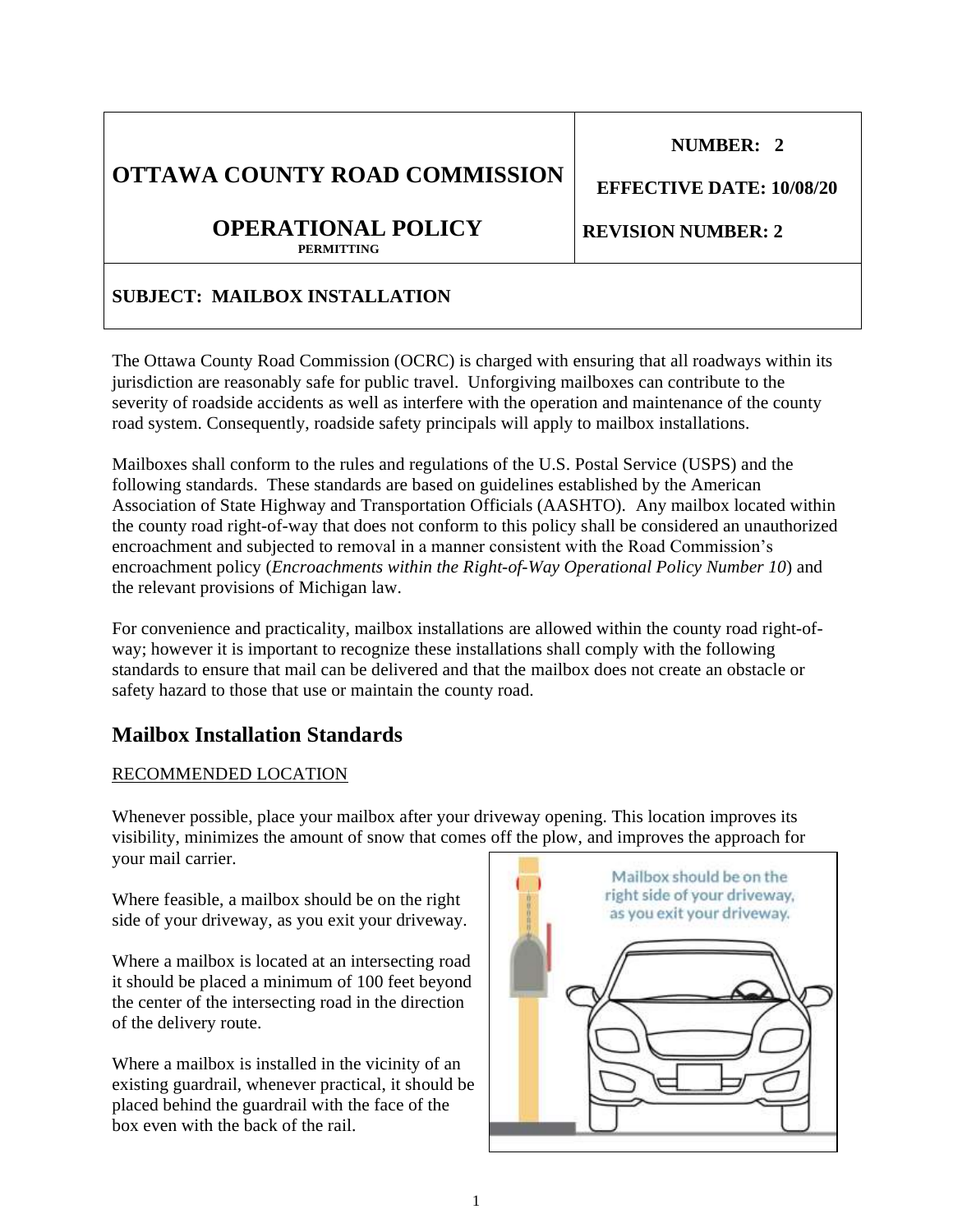| OTTAWA COUNTY ROAD COMMISSION<br><br>OPERATIONAL POLICY<br>PERMITTING | NUMBER: 2<br><br>EFFECTIVE DATE: 10/08/20<br><br>REVISION NUMBER: 2 |
|---|---|
| **SUBJECT: MAILBOX INSTALLATION** | |

The Ottawa County Road Commission (OCRC) is charged with ensuring that all roadways within its jurisdiction are reasonably safe for public travel. Unforgiving mailboxes can contribute to the severity of roadside accidents as well as interfere with the operation and maintenance of the county road system. Consequently, roadside safety principals will apply to mailbox installations.

Mailboxes shall conform to the rules and regulations of the U.S. Postal Service (USPS) and the following standards. These standards are based on guidelines established by the American Association of State Highway and Transportation Officials (AASHTO). Any mailbox located within the county road right-of-way that does not conform to this policy shall be considered an unauthorized encroachment and subjected to removal in a manner consistent with the Road Commission's encroachment policy (*Encroachments within the Right-of-Way Operational Policy Number 10*) and the relevant provisions of Michigan law.

For convenience and practicality, mailbox installations are allowed within the county road right-of-way; however it is important to recognize these installations shall comply with the following standards to ensure that mail can be delivered and that the mailbox does not create an obstacle or safety hazard to those that use or maintain the county road.

## Mailbox Installation Standards

RECOMMENDED LOCATION

Whenever possible, place your mailbox after your driveway opening. This location improves its visibility, minimizes the amount of snow that comes off the plow, and improves the approach for your mail carrier.

Where feasible, a mailbox should be on the right side of your driveway, as you exit your driveway.

Where a mailbox is located at an intersecting road it should be placed a minimum of 100 feet beyond the center of the intersecting road in the direction of the delivery route.

Where a mailbox is installed in the vicinity of an existing guardrail, whenever practical, it should be placed behind the guardrail with the face of the box even with the back of the rail.

Mailbox should be on the right side of your driveway, as you exit your driveway.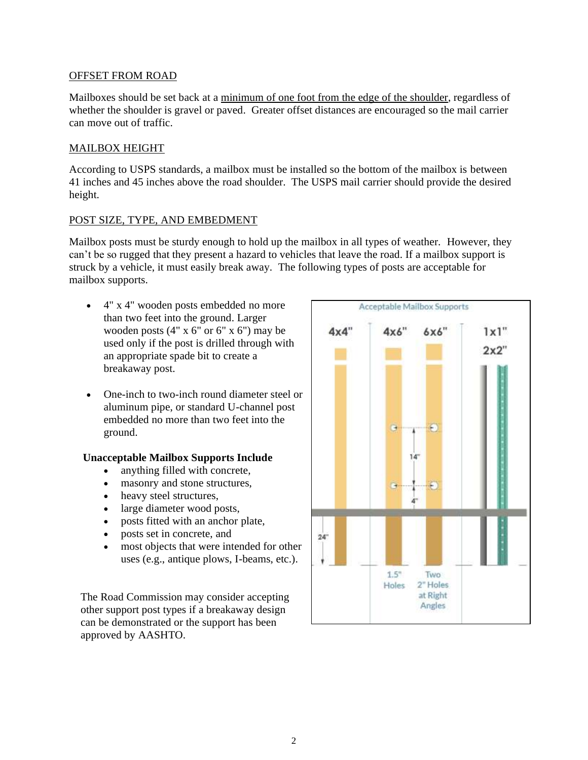## OFFSET FROM ROAD

Mailboxes should be set back at a minimum of one foot from the edge of the shoulder, regardless of whether the shoulder is gravel or paved. Greater offset distances are encouraged so the mail carrier can move out of traffic.

## MAILBOX HEIGHT

According to USPS standards, a mailbox must be installed so the bottom of the mailbox is between 41 inches and 45 inches above the road shoulder. The USPS mail carrier should provide the desired height.

## POST SIZE, TYPE, AND EMBEDMENT

Mailbox posts must be sturdy enough to hold up the mailbox in all types of weather. However, they can't be so rugged that they present a hazard to vehicles that leave the road. If a mailbox support is struck by a vehicle, it must easily break away. The following types of posts are acceptable for mailbox supports.

- 4" x 4" wooden posts embedded no more than two feet into the ground. Larger wooden posts (4" x 6" or 6" x 6") may be used only if the post is drilled through with an appropriate spade bit to create a breakaway post.
- One-inch to two-inch round diameter steel or aluminum pipe, or standard U-channel post embedded no more than two feet into the ground.

**Unacceptable Mailbox Supports Include**

- anything filled with concrete,
- masonry and stone structures,
- heavy steel structures,
- large diameter wood posts,
- posts fitted with an anchor plate,
- posts set in concrete, and
- most objects that were intended for other uses (e.g., antique plows, I-beams, etc.).

The Road Commission may consider accepting other support post types if a breakaway design can be demonstrated or the support has been approved by AASHTO.

Acceptable Mailbox Supports

4x4" | 4x6" | 6x6" | 1x1" | 2x2"

24" | 14" | 4"

1.5" Holes | Two 2" Holes at Right Angles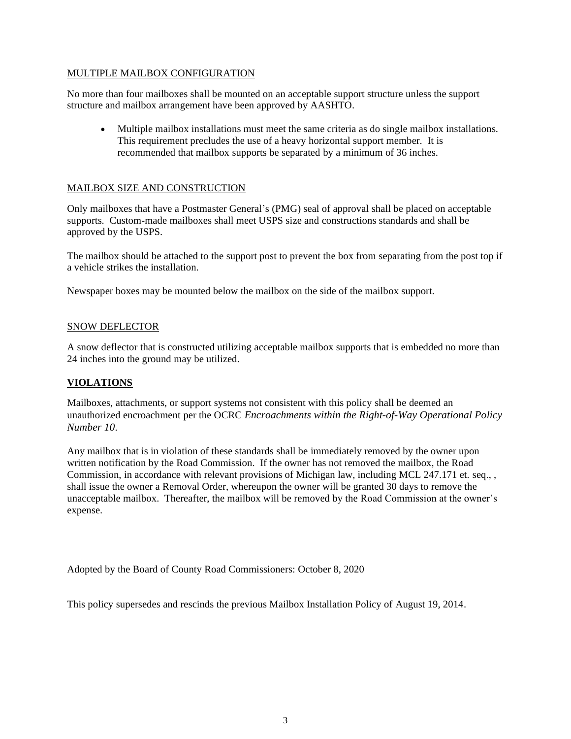MULTIPLE MAILBOX CONFIGURATION

No more than four mailboxes shall be mounted on an acceptable support structure unless the support structure and mailbox arrangement have been approved by AASHTO.

- Multiple mailbox installations must meet the same criteria as do single mailbox installations. This requirement precludes the use of a heavy horizontal support member. It is recommended that mailbox supports be separated by a minimum of 36 inches.

MAILBOX SIZE AND CONSTRUCTION

Only mailboxes that have a Postmaster General's (PMG) seal of approval shall be placed on acceptable supports. Custom-made mailboxes shall meet USPS size and constructions standards and shall be approved by the USPS.

The mailbox should be attached to the support post to prevent the box from separating from the post top if a vehicle strikes the installation.

Newspaper boxes may be mounted below the mailbox on the side of the mailbox support.

SNOW DEFLECTOR

A snow deflector that is constructed utilizing acceptable mailbox supports that is embedded no more than 24 inches into the ground may be utilized.

## VIOLATIONS

Mailboxes, attachments, or support systems not consistent with this policy shall be deemed an unauthorized encroachment per the OCRC *Encroachments within the Right-of-Way Operational Policy Number 10*.

Any mailbox that is in violation of these standards shall be immediately removed by the owner upon written notification by the Road Commission. If the owner has not removed the mailbox, the Road Commission, in accordance with relevant provisions of Michigan law, including MCL 247.171 et. seq., , shall issue the owner a Removal Order, whereupon the owner will be granted 30 days to remove the unacceptable mailbox. Thereafter, the mailbox will be removed by the Road Commission at the owner's expense.

Adopted by the Board of County Road Commissioners: October 8, 2020

This policy supersedes and rescinds the previous Mailbox Installation Policy of August 19, 2014.